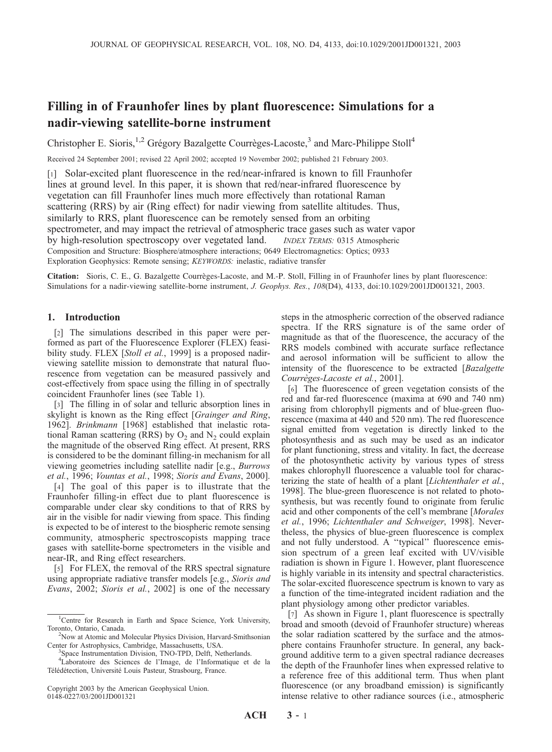# Filling in of Fraunhofer lines by plant fluorescence: Simulations for a nadir-viewing satellite-borne instrument

Christopher E. Sioris,[1,2] Grégory Bazalgette Courrèges-Lacoste,[3] and Marc-Philippe Stoll[4]

Received 24 September 2001; revised 22 April 2002; accepted 19 November 2002; published 21 February 2003.

[1] Solar-excited plant fluorescence in the red/near-infrared is known to fill Fraunhofer lines at ground level. In this paper, it is shown that red/near-infrared fluorescence by vegetation can fill Fraunhofer lines much more effectively than rotational Raman scattering (RRS) by air (Ring effect) for nadir viewing from satellite altitudes. Thus, similarly to RRS, plant fluorescence can be remotely sensed from an orbiting spectrometer, and may impact the retrieval of atmospheric trace gases such as water vapor by high-resolution spectroscopy over vegetated land. *INDEX TERMS:* 0315 Atmospheric Composition and Structure: Biosphere/atmosphere interactions; 0649 Electromagnetics: Optics; 0933 Exploration Geophysics: Remote sensing; *KEYWORDS:* inelastic, radiative transfer

**Citation:** Sioris, C. E., G. Bazalgette Courrèges-Lacoste, and M.-P. Stoll, Filling in of Fraunhofer lines by plant fluorescence: Simulations for a nadir-viewing satellite-borne instrument, *J. Geophys. Res.*, *108*(D4), 4133, doi:10.1029/2001JD001321, 2003.

## 1. Introduction

[2] The simulations described in this paper were performed as part of the Fluorescence Explorer (FLEX) feasibility study. FLEX [*Stoll et al.*, 1999] is a proposed nadir-viewing satellite mission to demonstrate that natural fluorescence from vegetation can be measured passively and cost-effectively from space using the filling in of spectrally coincident Fraunhofer lines (see Table 1).

[3] The filling in of solar and telluric absorption lines in skylight is known as the Ring effect [*Grainger and Ring*, 1962]. *Brinkmann* [1968] established that inelastic rotational Raman scattering (RRS) by $O_2$ and $N_2$ could explain the magnitude of the observed Ring effect. At present, RRS is considered to be the dominant filling-in mechanism for all viewing geometries including satellite nadir [e.g., *Burrows et al.*, 1996; *Vountas et al.*, 1998; *Sioris and Evans*, 2000].

[4] The goal of this paper is to illustrate that the Fraunhofer filling-in effect due to plant fluorescence is comparable under clear sky conditions to that of RRS by air in the visible for nadir viewing from space. This finding is expected to be of interest to the biospheric remote sensing community, atmospheric spectroscopists mapping trace gases with satellite-borne spectrometers in the visible and near-IR, and Ring effect researchers.

[5] For FLEX, the removal of the RRS spectral signature using appropriate radiative transfer models [e.g., *Sioris and Evans*, 2002; *Sioris et al.*, 2002] is one of the necessary steps in the atmospheric correction of the observed radiance spectra. If the RRS signature is of the same order of magnitude as that of the fluorescence, the accuracy of the RRS models combined with accurate surface reflectance and aerosol information will be sufficient to allow the intensity of the fluorescence to be extracted [*Bazalgette Courrèges-Lacoste et al.*, 2001].

[6] The fluorescence of green vegetation consists of the red and far-red fluorescence (maxima at 690 and 740 nm) arising from chlorophyll pigments and of blue-green fluorescence (maxima at 440 and 520 nm). The red fluorescence signal emitted from vegetation is directly linked to the photosynthesis and as such may be used as an indicator for plant functioning, stress and vitality. In fact, the decrease of the photosynthetic activity by various types of stress makes chlorophyll fluorescence a valuable tool for characterizing the state of health of a plant [*Lichtenthaler et al.*, 1998]. The blue-green fluorescence is not related to photosynthesis, but was recently found to originate from ferulic acid and other components of the cell's membrane [*Morales et al.*, 1996; *Lichtenthaler and Schweiger*, 1998]. Nevertheless, the physics of blue-green fluorescence is complex and not fully understood. A "typical" fluorescence emission spectrum of a green leaf excited with UV/visible radiation is shown in Figure 1. However, plant fluorescence is highly variable in its intensity and spectral characteristics. The solar-excited fluorescence spectrum is known to vary as a function of the time-integrated incident radiation and the plant physiology among other predictor variables.

[7] As shown in Figure 1, plant fluorescence is spectrally broad and smooth (devoid of Fraunhofer structure) whereas the solar radiation scattered by the surface and the atmosphere contains Fraunhofer structure. In general, any background additive term to a given spectral radiance decreases the depth of the Fraunhofer lines when expressed relative to a reference free of this additional term. Thus when plant fluorescence (or any broadband emission) is significantly intense relative to other radiance sources (i.e., atmospheric

---

[1] Centre for Research in Earth and Space Science, York University, Toronto, Ontario, Canada.

[2] Now at Atomic and Molecular Physics Division, Harvard-Smithsonian Center for Astrophysics, Cambridge, Massachusetts, USA.

[3] Space Instrumentation Division, TNO-TPD, Delft, Netherlands.

[4] Laboratoire des Sciences de l'Image, de l'Informatique et de la Télédétection, Université Louis Pasteur, Strasbourg, France.

Copyright 2003 by the American Geophysical Union.
0148-0227/03/2001JD001321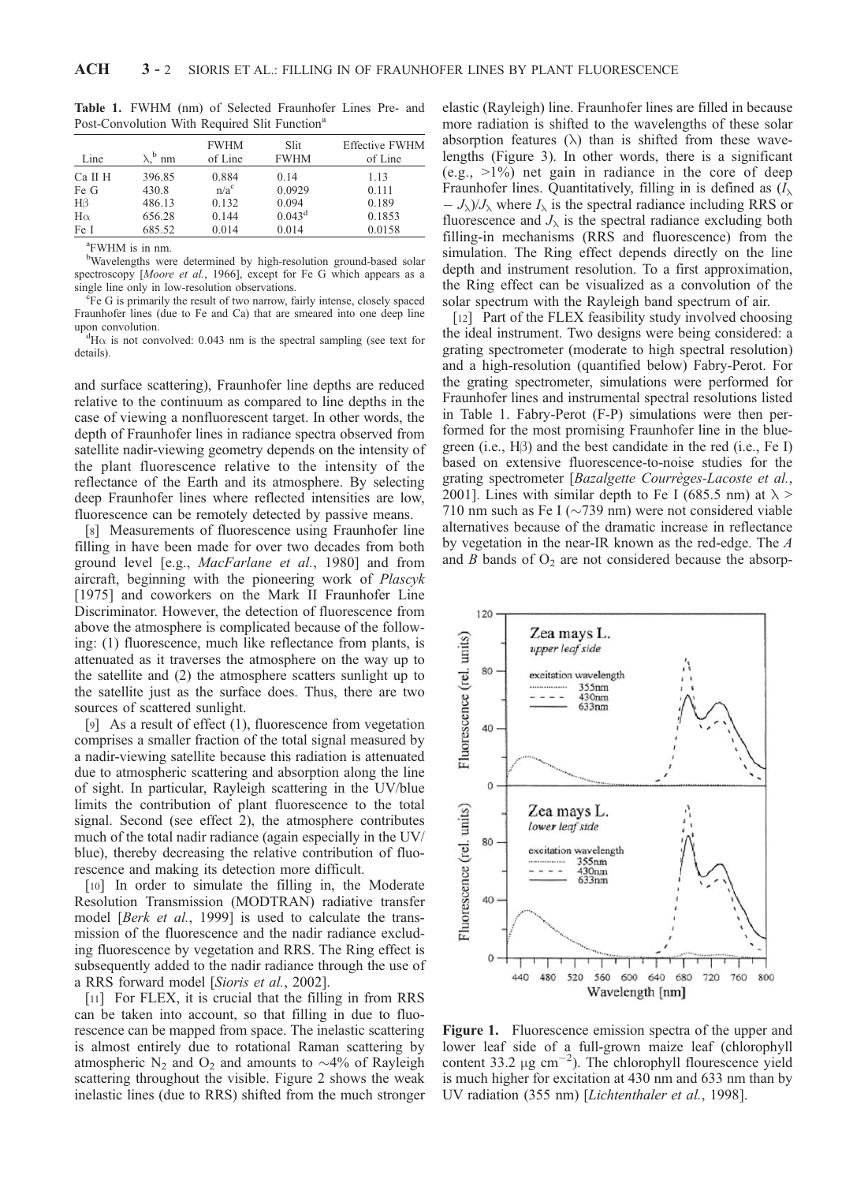**Table 1.** FWHM (nm) of Selected Fraunhofer Lines Pre- and Post-Convolution With Required Slit Function[a]

| Line | $\lambda$,[b] nm | FWHM of Line | Slit FWHM | Effective FWHM of Line |
|---|---|---|---|---|
| Ca II H | 396.85 | 0.884 | 0.14 | 1.13 |
| Fe G | 430.8 | n/a[c] | 0.0929 | 0.111 |
| Hβ | 486.13 | 0.132 | 0.094 | 0.189 |
| Hα | 656.28 | 0.144 | 0.043[d] | 0.1853 |
| Fe I | 685.52 | 0.014 | 0.014 | 0.0158 |

[a]FWHM is in nm.
[b]Wavelengths were determined by high-resolution ground-based solar spectroscopy [*Moore et al.*, 1966], except for Fe G which appears as a single line only in low-resolution observations.
[c]Fe G is primarily the result of two narrow, fairly intense, closely spaced Fraunhofer lines (due to Fe and Ca) that are smeared into one deep line upon convolution.
[d]Hα is not convolved: 0.043 nm is the spectral sampling (see text for details).

and surface scattering), Fraunhofer line depths are reduced relative to the continuum as compared to line depths in the case of viewing a nonfluorescent target. In other words, the depth of Fraunhofer lines in radiance spectra observed from satellite nadir-viewing geometry depends on the intensity of the plant fluorescence relative to the intensity of the reflectance of the Earth and its atmosphere. By selecting deep Fraunhofer lines where reflected intensities are low, fluorescence can be remotely detected by passive means.

[8] Measurements of fluorescence using Fraunhofer line filling in have been made for over two decades from both ground level [e.g., *MacFarlane et al.*, 1980] and from aircraft, beginning with the pioneering work of *Plascyk* [1975] and coworkers on the Mark II Fraunhofer Line Discriminator. However, the detection of fluorescence from above the atmosphere is complicated because of the following: (1) fluorescence, much like reflectance from plants, is attenuated as it traverses the atmosphere on the way up to the satellite and (2) the atmosphere scatters sunlight up to the satellite just as the surface does. Thus, there are two sources of scattered sunlight.

[9] As a result of effect (1), fluorescence from vegetation comprises a smaller fraction of the total signal measured by a nadir-viewing satellite because this radiation is attenuated due to atmospheric scattering and absorption along the line of sight. In particular, Rayleigh scattering in the UV/blue limits the contribution of plant fluorescence to the total signal. Second (see effect 2), the atmosphere contributes much of the total nadir radiance (again especially in the UV/blue), thereby decreasing the relative contribution of fluorescence and making its detection more difficult.

[10] In order to simulate the filling in, the Moderate Resolution Transmission (MODTRAN) radiative transfer model [*Berk et al.*, 1999] is used to calculate the transmission of the fluorescence and the nadir radiance excluding fluorescence by vegetation and RRS. The Ring effect is subsequently added to the nadir radiance through the use of a RRS forward model [*Sioris et al.*, 2002].

[11] For FLEX, it is crucial that the filling in from RRS can be taken into account, so that filling in due to fluorescence can be mapped from space. The inelastic scattering is almost entirely due to rotational Raman scattering by atmospheric $N_2$ and $O_2$ and amounts to ~4% of Rayleigh scattering throughout the visible. Figure 2 shows the weak inelastic lines (due to RRS) shifted from the much stronger elastic (Rayleigh) line. Fraunhofer lines are filled in because more radiation is shifted to the wavelengths of these solar absorption features ($\lambda$) than is shifted from these wavelengths (Figure 3). In other words, there is a significant (e.g., >1%) net gain in radiance in the core of deep Fraunhofer lines. Quantitatively, filling in is defined as $(I_\lambda - J_\lambda)/J_\lambda$ where $I_\lambda$ is the spectral radiance including RRS or fluorescence and $J_\lambda$ is the spectral radiance excluding both filling-in mechanisms (RRS and fluorescence) from the simulation. The Ring effect depends directly on the line depth and instrument resolution. To a first approximation, the Ring effect can be visualized as a convolution of the solar spectrum with the Rayleigh band spectrum of air.

[12] Part of the FLEX feasibility study involved choosing the ideal instrument. Two designs were being considered: a grating spectrometer (moderate to high spectral resolution) and a high-resolution (quantified below) Fabry-Perot. For the grating spectrometer, simulations were performed for Fraunhofer lines and instrumental spectral resolutions listed in Table 1. Fabry-Perot (F-P) simulations were then performed for the most promising Fraunhofer line in the blue-green (i.e., Hβ) and the best candidate in the red (i.e., Fe I) based on extensive fluorescence-to-noise studies for the grating spectrometer [*Bazalgette Courrèges-Lacoste et al.*, 2001]. Lines with similar depth to Fe I (685.5 nm) at $\lambda$ > 710 nm such as Fe I (~739 nm) were not considered viable alternatives because of the dramatic increase in reflectance by vegetation in the near-IR known as the red-edge. The *A* and *B* bands of $O_2$ are not considered because the absorp-

**Figure 1.** Fluorescence emission spectra of the upper and lower leaf side of a full-grown maize leaf (chlorophyll content 33.2 μg cm$^{-2}$). The chlorophyll flourescence yield is much higher for excitation at 430 nm and 633 nm than by UV radiation (355 nm) [*Lichtenthaler et al.*, 1998].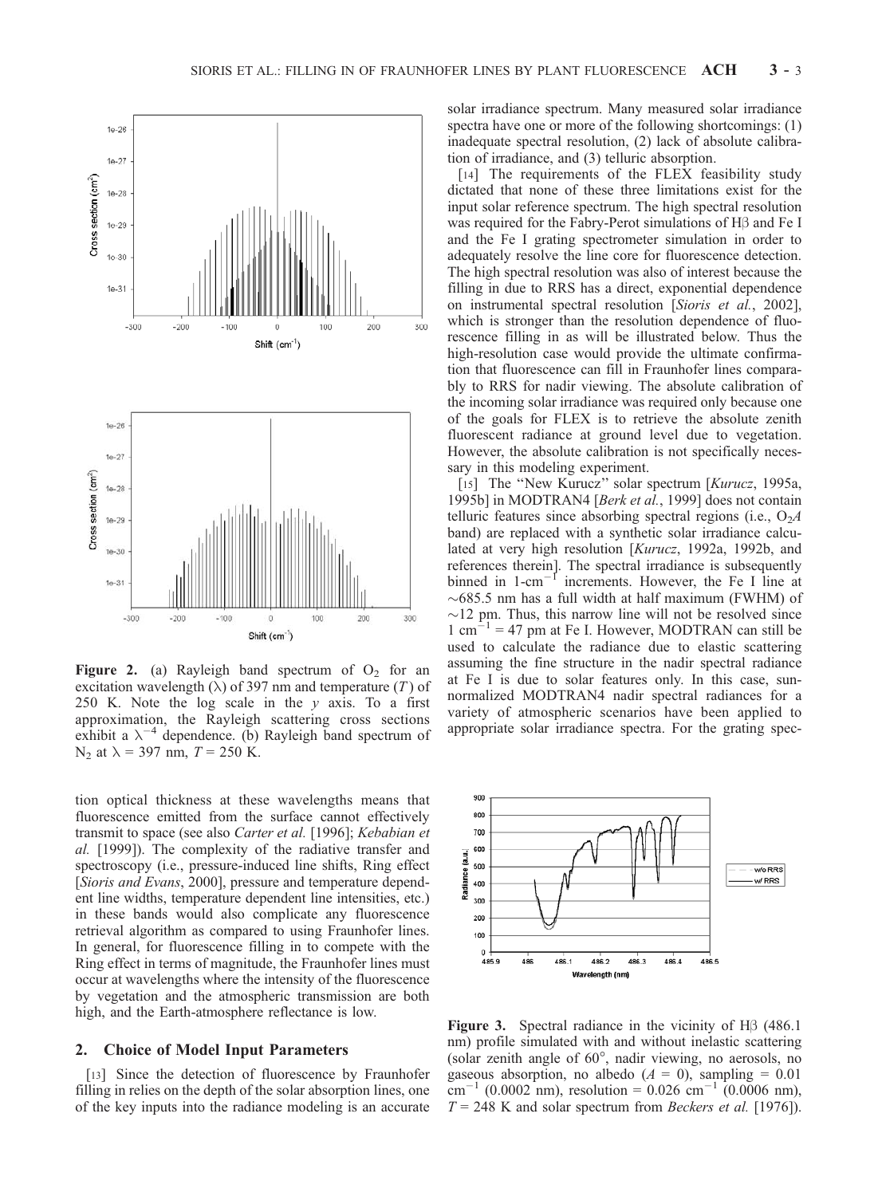**Figure 2.** (a) Rayleigh band spectrum of $O_2$ for an excitation wavelength ($\lambda$) of 397 nm and temperature ($T$) of 250 K. Note the log scale in the $y$ axis. To a first approximation, the Rayleigh scattering cross sections exhibit a $\lambda^{-4}$ dependence. (b) Rayleigh band spectrum of $N_2$ at $\lambda$ = 397 nm, $T$ = 250 K.

tion optical thickness at these wavelengths means that fluorescence emitted from the surface cannot effectively transmit to space (see also *Carter et al.* [1996]; *Kebabian et al.* [1999]). The complexity of the radiative transfer and spectroscopy (i.e., pressure-induced line shifts, Ring effect [*Sioris and Evans*, 2000], pressure and temperature dependent line widths, temperature dependent line intensities, etc.) in these bands would also complicate any fluorescence retrieval algorithm as compared to using Fraunhofer lines. In general, for fluorescence filling in to compete with the Ring effect in terms of magnitude, the Fraunhofer lines must occur at wavelengths where the intensity of the fluorescence by vegetation and the atmospheric transmission are both high, and the Earth-atmosphere reflectance is low.

## 2. Choice of Model Input Parameters

[13] Since the detection of fluorescence by Fraunhofer filling in relies on the depth of the solar absorption lines, one of the key inputs into the radiance modeling is an accurate solar irradiance spectrum. Many measured solar irradiance spectra have one or more of the following shortcomings: (1) inadequate spectral resolution, (2) lack of absolute calibration of irradiance, and (3) telluric absorption.

[14] The requirements of the FLEX feasibility study dictated that none of these three limitations exist for the input solar reference spectrum. The high spectral resolution was required for the Fabry-Perot simulations of Hβ and Fe I and the Fe I grating spectrometer simulation in order to adequately resolve the line core for fluorescence detection. The high spectral resolution was also of interest because the filling in due to RRS has a direct, exponential dependence on instrumental spectral resolution [*Sioris et al.*, 2002], which is stronger than the resolution dependence of fluorescence filling in as will be illustrated below. Thus the high-resolution case would provide the ultimate confirmation that fluorescence can fill in Fraunhofer lines comparably to RRS for nadir viewing. The absolute calibration of the incoming solar irradiance was required only because one of the goals for FLEX is to retrieve the absolute zenith fluorescent radiance at ground level due to vegetation. However, the absolute calibration is not specifically necessary in this modeling experiment.

[15] The "New Kurucz" solar spectrum [*Kurucz*, 1995a, 1995b] in MODTRAN4 [*Berk et al.*, 1999] does not contain telluric features since absorbing spectral regions (i.e., $O_2A$ band) are replaced with a synthetic solar irradiance calculated at very high resolution [*Kurucz*, 1992a, 1992b, and references therein]. The spectral irradiance is subsequently binned in 1-$cm^{-1}$ increments. However, the Fe I line at ~685.5 nm has a full width at half maximum (FWHM) of ~12 pm. Thus, this narrow line will not be resolved since 1 $cm^{-1}$ = 47 pm at Fe I. However, MODTRAN can still be used to calculate the radiance due to elastic scattering assuming the fine structure in the nadir spectral radiance at Fe I is due to solar features only. In this case, sun-normalized MODTRAN4 nadir spectral radiances for a variety of atmospheric scenarios have been applied to appropriate solar irradiance spectra. For the grating spec-

**Figure 3.** Spectral radiance in the vicinity of Hβ (486.1 nm) profile simulated with and without inelastic scattering (solar zenith angle of 60°, nadir viewing, no aerosols, no gaseous absorption, no albedo ($A$ = 0), sampling = 0.01 $cm^{-1}$ (0.0002 nm), resolution = 0.026 $cm^{-1}$ (0.0006 nm), $T$ = 248 K and solar spectrum from *Beckers et al.* [1976]).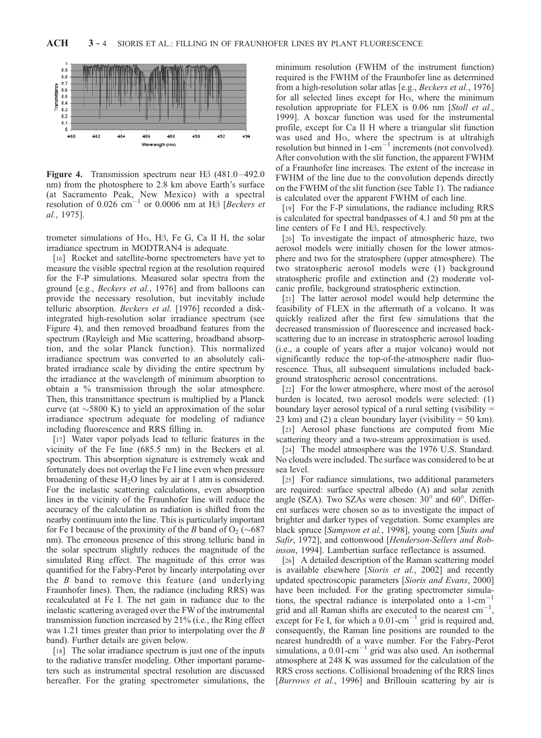**Figure 4.** Transmission spectrum near Hβ (481.0–492.0 nm) from the photosphere to 2.8 km above Earth's surface (at Sacramento Peak, New Mexico) with a spectral resolution of 0.026 $cm^{-1}$ or 0.0006 nm at Hβ [*Beckers et al.*, 1975].

trometer simulations of Hα, Hβ, Fe G, Ca II H, the solar irradiance spectrum in MODTRAN4 is adequate.

[16] Rocket and satellite-borne spectrometers have yet to measure the visible spectral region at the resolution required for the F-P simulations. Measured solar spectra from the ground [e.g., *Beckers et al.*, 1976] and from balloons can provide the necessary resolution, but inevitably include telluric absorption. *Beckers et al.* [1976] recorded a disk-integrated high-resolution solar irradiance spectrum (see Figure 4), and then removed broadband features from the spectrum (Rayleigh and Mie scattering, broadband absorption, and the solar Planck function). This normalized irradiance spectrum was converted to an absolutely calibrated irradiance scale by dividing the entire spectrum by the irradiance at the wavelength of minimum absorption to obtain a % transmission through the solar atmosphere. Then, this transmittance spectrum is multiplied by a Planck curve (at ~5800 K) to yield an approximation of the solar irradiance spectrum adequate for modeling of radiance including fluorescence and RRS filling in.

[17] Water vapor polyads lead to telluric features in the vicinity of the Fe line (685.5 nm) in the Beckers et al. spectrum. This absorption signature is extremely weak and fortunately does not overlap the Fe I line even when pressure broadening of these $H_2O$ lines by air at 1 atm is considered. For the inelastic scattering calculations, even absorption lines in the vicinity of the Fraunhofer line will reduce the accuracy of the calculation as radiation is shifted from the nearby continuum into the line. This is particularly important for Fe I because of the proximity of the *B* band of $O_2$ (~687 nm). The erroneous presence of this strong telluric band in the solar spectrum slightly reduces the magnitude of the simulated Ring effect. The magnitude of this error was quantified for the Fabry-Perot by linearly interpolating over the *B* band to remove this feature (and underlying Fraunhofer lines). Then, the radiance (including RRS) was recalculated at Fe I. The net gain in radiance due to the inelastic scattering averaged over the FW of the instrumental transmission function increased by 21% (i.e., the Ring effect was 1.21 times greater than prior to interpolating over the *B* band). Further details are given below.

[18] The solar irradiance spectrum is just one of the inputs to the radiative transfer modeling. Other important parameters such as instrumental spectral resolution are discussed hereafter. For the grating spectrometer simulations, the minimum resolution (FWHM of the instrument function) required is the FWHM of the Fraunhofer line as determined from a high-resolution solar atlas [e.g., *Beckers et al.*, 1976] for all selected lines except for Hα, where the minimum resolution appropriate for FLEX is 0.06 nm [*Stoll et al.*, 1999]. A boxcar function was used for the instrumental profile, except for Ca II H where a triangular slit function was used and Hα, where the spectrum is at ultrahigh resolution but binned in 1-$cm^{-1}$ increments (not convolved). After convolution with the slit function, the apparent FWHM of a Fraunhofer line increases. The extent of the increase in FWHM of the line due to the convolution depends directly on the FWHM of the slit function (see Table 1). The radiance is calculated over the apparent FWHM of each line.

[19] For the F-P simulations, the radiance including RRS is calculated for spectral bandpasses of 4.1 and 50 pm at the line centers of Fe I and Hβ, respectively.

[20] To investigate the impact of atmospheric haze, two aerosol models were initially chosen for the lower atmosphere and two for the stratosphere (upper atmosphere). The two stratospheric aerosol models were (1) background stratospheric profile and extinction and (2) moderate volcanic profile, background stratospheric extinction.

[21] The latter aerosol model would help determine the feasibility of FLEX in the aftermath of a volcano. It was quickly realized after the first few simulations that the decreased transmission of fluorescence and increased backscattering due to an increase in stratospheric aerosol loading (i.e., a couple of years after a major volcano) would not significantly reduce the top-of-the-atmosphere nadir fluorescence. Thus, all subsequent simulations included background stratospheric aerosol concentrations.

[22] For the lower atmosphere, where most of the aerosol burden is located, two aerosol models were selected: (1) boundary layer aerosol typical of a rural setting (visibility = 23 km) and (2) a clean boundary layer (visibility = 50 km).

[23] Aerosol phase functions are computed from Mie scattering theory and a two-stream approximation is used.

[24] The model atmosphere was the 1976 U.S. Standard. No clouds were included. The surface was considered to be at sea level.

[25] For radiance simulations, two additional parameters are required: surface spectral albedo (A) and solar zenith angle (SZA). Two SZAs were chosen: 30° and 60°. Different surfaces were chosen so as to investigate the impact of brighter and darker types of vegetation. Some examples are black spruce [*Sampson et al.*, 1998], young corn [*Suits and Safir*, 1972], and cottonwood [*Henderson-Sellers and Robinson*, 1994]. Lambertian surface reflectance is assumed.

[26] A detailed description of the Raman scattering model is available elsewhere [*Sioris et al.*, 2002] and recently updated spectroscopic parameters [*Sioris and Evans*, 2000] have been included. For the grating spectrometer simulations, the spectral radiance is interpolated onto a 1-$cm^{-1}$ grid and all Raman shifts are executed to the nearest $cm^{-1}$, except for Fe I, for which a 0.01-$cm^{-1}$ grid is required and, consequently, the Raman line positions are rounded to the nearest hundredth of a wave number. For the Fabry-Perot simulations, a 0.01-$cm^{-1}$ grid was also used. An isothermal atmosphere at 248 K was assumed for the calculation of the RRS cross sections. Collisional broadening of the RRS lines [*Burrows et al.*, 1996] and Brillouin scattering by air is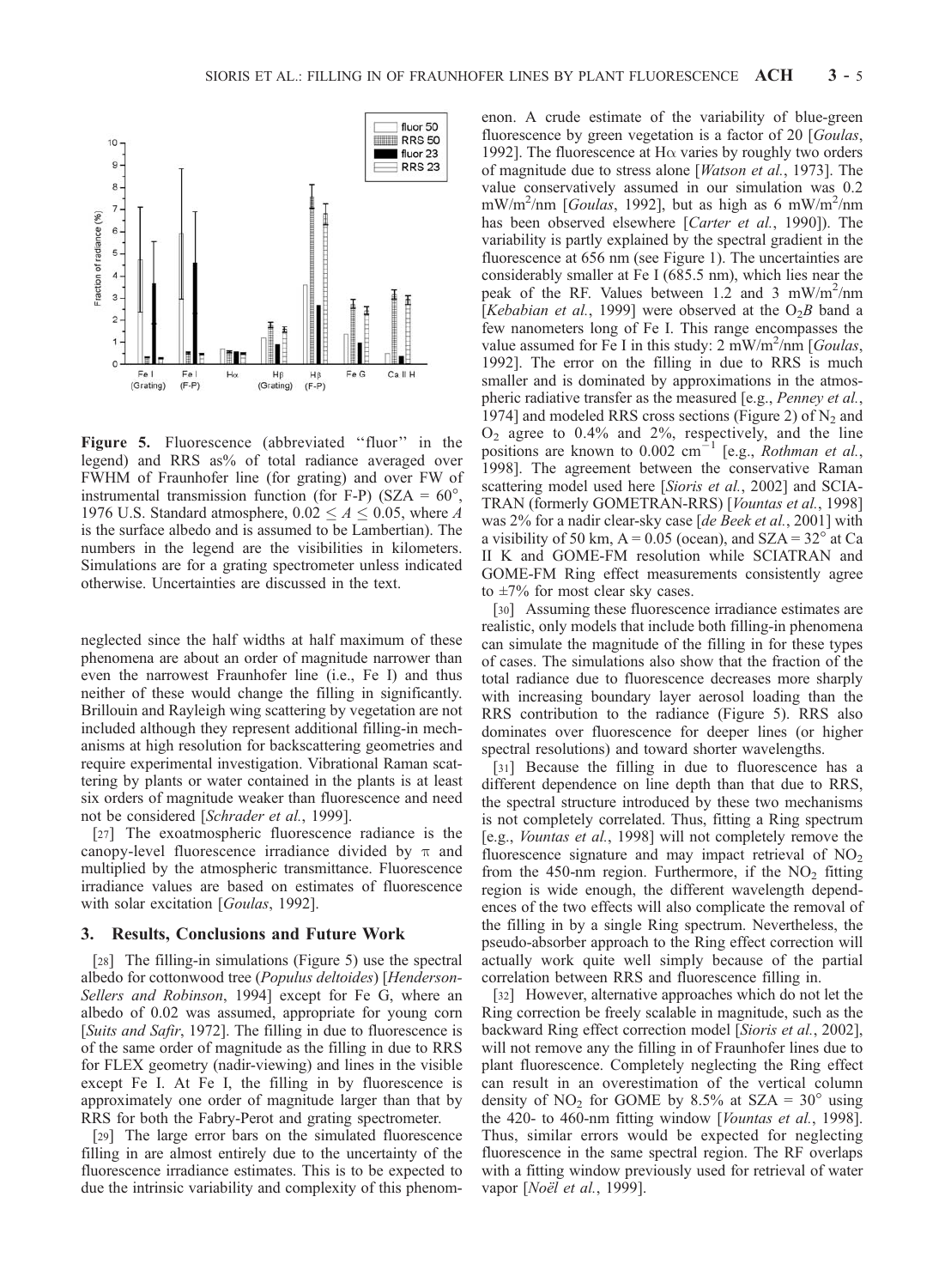**Figure 5.** Fluorescence (abbreviated "fluor" in the legend) and RRS as% of total radiance averaged over FWHM of Fraunhofer line (for grating) and over FW of instrumental transmission function (for F-P) (SZA = 60°, 1976 U.S. Standard atmosphere, $0.02 \leq A \leq 0.05$, where $A$ is the surface albedo and is assumed to be Lambertian). The numbers in the legend are the visibilities in kilometers. Simulations are for a grating spectrometer unless indicated otherwise. Uncertainties are discussed in the text.

neglected since the half widths at half maximum of these phenomena are about an order of magnitude narrower than even the narrowest Fraunhofer line (i.e., Fe I) and thus neither of these would change the filling in significantly. Brillouin and Rayleigh wing scattering by vegetation are not included although they represent additional filling-in mechanisms at high resolution for backscattering geometries and require experimental investigation. Vibrational Raman scattering by plants or water contained in the plants is at least six orders of magnitude weaker than fluorescence and need not be considered [*Schrader et al.*, 1999].

[27] The exoatmospheric fluorescence radiance is the canopy-level fluorescence irradiance divided by $\pi$ and multiplied by the atmospheric transmittance. Fluorescence irradiance values are based on estimates of fluorescence with solar excitation [*Goulas*, 1992].

## 3. Results, Conclusions and Future Work

[28] The filling-in simulations (Figure 5) use the spectral albedo for cottonwood tree (*Populus deltoides*) [*Henderson-Sellers and Robinson*, 1994] except for Fe G, where an albedo of 0.02 was assumed, appropriate for young corn [*Suits and Safir*, 1972]. The filling in due to fluorescence is of the same order of magnitude as the filling in due to RRS for FLEX geometry (nadir-viewing) and lines in the visible except Fe I. At Fe I, the filling in by fluorescence is approximately one order of magnitude larger than that by RRS for both the Fabry-Perot and grating spectrometer.

[29] The large error bars on the simulated fluorescence filling in are almost entirely due to the uncertainty of the fluorescence irradiance estimates. This is to be expected to due the intrinsic variability and complexity of this phenomenon. A crude estimate of the variability of blue-green fluorescence by green vegetation is a factor of 20 [*Goulas*, 1992]. The fluorescence at Hα varies by roughly two orders of magnitude due to stress alone [*Watson et al.*, 1973]. The value conservatively assumed in our simulation was 0.2 $mW/m^2/nm$ [*Goulas*, 1992], but as high as 6 $mW/m^2/nm$ has been observed elsewhere [*Carter et al.*, 1990]). The variability is partly explained by the spectral gradient in the fluorescence at 656 nm (see Figure 1). The uncertainties are considerably smaller at Fe I (685.5 nm), which lies near the peak of the RF. Values between 1.2 and 3 $mW/m^2/nm$ [*Kebabian et al.*, 1999] were observed at the $O_2B$ band a few nanometers long of Fe I. This range encompasses the value assumed for Fe I in this study: 2 $mW/m^2/nm$ [*Goulas*, 1992]. The error on the filling in due to RRS is much smaller and is dominated by approximations in the atmospheric radiative transfer as the measured [e.g., *Penney et al.*, 1974] and modeled RRS cross sections (Figure 2) of $N_2$ and $O_2$ agree to 0.4% and 2%, respectively, and the line positions are known to 0.002 $cm^{-1}$ [e.g., *Rothman et al.*, 1998]. The agreement between the conservative Raman scattering model used here [*Sioris et al.*, 2002] and SCIATRAN (formerly GOMETRAN-RRS) [*Vountas et al.*, 1998] was 2% for a nadir clear-sky case [*de Beek et al.*, 2001] with a visibility of 50 km, A = 0.05 (ocean), and SZA = 32° at Ca II K and GOME-FM resolution while SCIATRAN and GOME-FM Ring effect measurements consistently agree to ±7% for most clear sky cases.

[30] Assuming these fluorescence irradiance estimates are realistic, only models that include both filling-in phenomena can simulate the magnitude of the filling in for these types of cases. The simulations also show that the fraction of the total radiance due to fluorescence decreases more sharply with increasing boundary layer aerosol loading than the RRS contribution to the radiance (Figure 5). RRS also dominates over fluorescence for deeper lines (or higher spectral resolutions) and toward shorter wavelengths.

[31] Because the filling in due to fluorescence has a different dependence on line depth than that due to RRS, the spectral structure introduced by these two mechanisms is not completely correlated. Thus, fitting a Ring spectrum [e.g., *Vountas et al.*, 1998] will not completely remove the fluorescence signature and may impact retrieval of $NO_2$ from the 450-nm region. Furthermore, if the $NO_2$ fitting region is wide enough, the different wavelength dependences of the two effects will also complicate the removal of the filling in by a single Ring spectrum. Nevertheless, the pseudo-absorber approach to the Ring effect correction will actually work quite well simply because of the partial correlation between RRS and fluorescence filling in.

[32] However, alternative approaches which do not let the Ring correction be freely scalable in magnitude, such as the backward Ring effect correction model [*Sioris et al.*, 2002], will not remove any the filling in of Fraunhofer lines due to plant fluorescence. Completely neglecting the Ring effect can result in an overestimation of the vertical column density of $NO_2$ for GOME by 8.5% at SZA = 30° using the 420- to 460-nm fitting window [*Vountas et al.*, 1998]. Thus, similar errors would be expected for neglecting fluorescence in the same spectral region. The RF overlaps with a fitting window previously used for retrieval of water vapor [*Noël et al.*, 1999].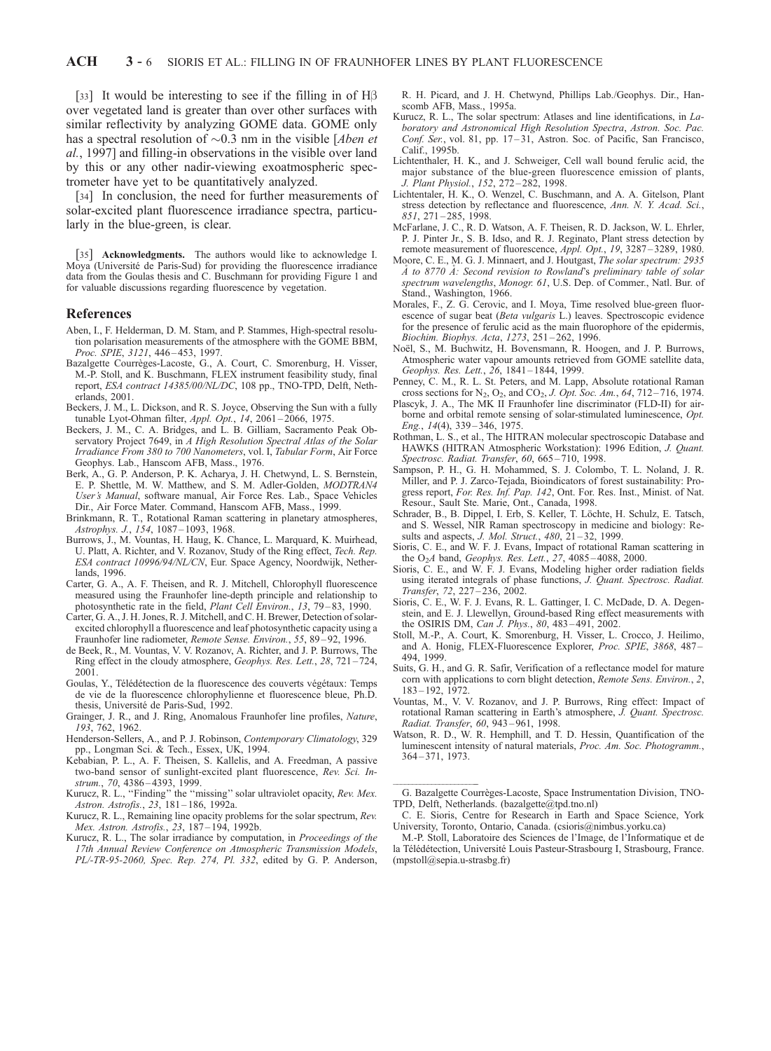[33] It would be interesting to see if the filling in of Hβ over vegetated land is greater than over other surfaces with similar reflectivity by analyzing GOME data. GOME only has a spectral resolution of ~0.3 nm in the visible [*Aben et al.*, 1997] and filling-in observations in the visible over land by this or any other nadir-viewing exoatmospheric spectrometer have yet to be quantitatively analyzed.

[34] In conclusion, the need for further measurements of solar-excited plant fluorescence irradiance spectra, particularly in the blue-green, is clear.

[35] **Acknowledgments.** The authors would like to acknowledge I. Moya (Université de Paris-Sud) for providing the fluorescence irradiance data from the Goulas thesis and C. Buschmann for providing Figure 1 and for valuable discussions regarding fluorescence by vegetation.

## References

Aben, I., F. Helderman, D. M. Stam, and P. Stammes, High-spectral resolution polarisation measurements of the atmosphere with the GOME BBM, *Proc. SPIE*, *3121*, 446–453, 1997.

Bazalgette Courrèges-Lacoste, G., A. Court, C. Smorenburg, H. Visser, M.-P. Stoll, and K. Buschmann, FLEX instrument feasibility study, final report, *ESA contract 14385/00/NL/DC*, 108 pp., TNO-TPD, Delft, Netherlands, 2001.

Beckers, J. M., L. Dickson, and R. S. Joyce, Observing the Sun with a fully tunable Lyot-Ohman filter, *Appl. Opt.*, *14*, 2061–2066, 1975.

Beckers, J. M., C. A. Bridges, and L. B. Gilliam, Sacramento Peak Observatory Project 7649, in *A High Resolution Spectral Atlas of the Solar Irradiance From 380 to 700 Nanometers*, vol. I, *Tabular Form*, Air Force Geophys. Lab., Hanscom AFB, Mass., 1976.

Berk, A., G. P. Anderson, P. K. Acharya, J. H. Chetwynd, L. S. Bernstein, E. P. Shettle, M. W. Matthew, and S. M. Adler-Golden, *MODTRAN4 User's Manual*, software manual, Air Force Res. Lab., Space Vehicles Dir., Air Force Mater. Command, Hanscom AFB, Mass., 1999.

Brinkmann, R. T., Rotational Raman scattering in planetary atmospheres, *Astrophys. J.*, *154*, 1087–1093, 1968.

Burrows, J., M. Vountas, H. Haug, K. Chance, L. Marquard, K. Muirhead, U. Platt, A. Richter, and V. Rozanov, Study of the Ring effect, *Tech. Rep. ESA contract 10996/94/NL/CN*, Eur. Space Agency, Noordwijk, Netherlands, 1996.

Carter, G. A., A. F. Theisen, and R. J. Mitchell, Chlorophyll fluorescence measured using the Fraunhofer line-depth principle and relationship to photosynthetic rate in the field, *Plant Cell Environ.*, *13*, 79–83, 1990.

Carter, G. A., J. H. Jones, R. J. Mitchell, and C. H. Brewer, Detection of solar-excited chlorophyll a fluorescence and leaf photosynthetic capacity using a Fraunhofer line radiometer, *Remote Sense. Environ.*, *55*, 89–92, 1996.

de Beek, R., M. Vountas, V. V. Rozanov, A. Richter, and J. P. Burrows, The Ring effect in the cloudy atmosphere, *Geophys. Res. Lett.*, *28*, 721–724, 2001.

Goulas, Y., Télédétection de la fluorescence des couverts végétaux: Temps de vie de la fluorescence chlorophyllienne et fluorescence bleue, Ph.D. thesis, Université de Paris-Sud, 1992.

Grainger, J. R., and J. Ring, Anomalous Fraunhofer line profiles, *Nature*, *193*, 762, 1962.

Henderson-Sellers, A., and P. J. Robinson, *Contemporary Climatology*, 329 pp., Longman Sci. & Tech., Essex, UK, 1994.

Kebabian, P. L., A. F. Theisen, S. Kallelis, and A. Freedman, A passive two-band sensor of sunlight-excited plant fluorescence, *Rev. Sci. Instrum.*, *70*, 4386–4393, 1999.

Kurucz, R. L., "Finding" the "missing" solar ultraviolet opacity, *Rev. Mex. Astron. Astrofis.*, *23*, 181–186, 1992a.

Kurucz, R. L., Remaining line opacity problems for the solar spectrum, *Rev. Mex. Astron. Astrofis.*, *23*, 187–194, 1992b.

Kurucz, R. L., The solar irradiance by computation, in *Proceedings of the 17th Annual Review Conference on Atmospheric Transmission Models*, *PL/-TR-95-2060, Spec. Rep. 274, Pl. 332*, edited by G. P. Anderson, R. H. Picard, and J. H. Chetwynd, Phillips Lab./Geophys. Dir., Hanscomb AFB, Mass., 1995a.

Kurucz, R. L., The solar spectrum: Atlases and line identifications, in *Laboratory and Astronomical High Resolution Spectra*, *Astron. Soc. Pac. Conf. Ser.*, vol. 81, pp. 17–31, Astron. Soc. of Pacific, San Francisco, Calif., 1995b.

Lichtenthaler, H. K., and J. Schweiger, Cell wall bound ferulic acid, the major substance of the blue-green fluorescence emission of plants, *J. Plant Physiol.*, *152*, 272–282, 1998.

Lichtentaler, H. K., O. Wenzel, C. Buschmann, and A. A. Gitelson, Plant stress detection by reflectance and fluorescence, *Ann. N. Y. Acad. Sci.*, *851*, 271–285, 1998.

McFarlane, J. C., R. D. Watson, A. F. Theisen, R. D. Jackson, W. L. Ehrler, P. J. Pinter Jr., S. B. Idso, and R. J. Reginato, Plant stress detection by remote measurement of fluorescence, *Appl. Opt.*, *19*, 3287–3289, 1980.

Moore, C. E., M. G. J. Minnaert, and J. Houtgast, *The solar spectrum: 2935 Å to 8770 Å: Second revision to Rowland's preliminary table of solar spectrum wavelengths*, *Monogr. 61*, U.S. Dep. of Commer., Natl. Bur. of Stand., Washington, 1966.

Morales, F., Z. G. Cerovic, and I. Moya, Time resolved blue-green fluorescence of sugar beat (*Beta vulgaris* L.) leaves. Spectroscopic evidence for the presence of ferulic acid as the main fluorophore of the epidermis, *Biochim. Biophys. Acta*, *1273*, 251–262, 1996.

Noël, S., M. Buchwitz, H. Bovensmann, R. Hoogen, and J. P. Burrows, Atmospheric water vapour amounts retrieved from GOME satellite data, *Geophys. Res. Lett.*, *26*, 1841–1844, 1999.

Penney, C. M., R. L. St. Peters, and M. Lapp, Absolute rotational Raman cross sections for $N_2$, $O_2$, and $CO_2$, *J. Opt. Soc. Am.*, *64*, 712–716, 1974.

Plascyk, J. A., The MK II Fraunhofer line discriminator (FLD-II) for airborne and orbital remote sensing of solar-stimulated luminescence, *Opt. Eng.*, *14*(4), 339–346, 1975.

Rothman, L. S., et al., The HITRAN molecular spectroscopic Database and HAWKS (HITRAN Atmospheric Workstation): 1996 Edition, *J. Quant. Spectrosc. Radiat. Transfer*, *60*, 665–710, 1998.

Sampson, P. H., G. H. Mohammed, S. J. Colombo, T. L. Noland, J. R. Miller, and P. J. Zarco-Tejada, Bioindicators of forest sustainability: Progress report, *For. Res. Inf. Pap. 142*, Ont. For. Res. Inst., Minist. of Nat. Resour., Sault Ste. Marie, Ont., Canada, 1998.

Schrader, B., B. Dippel, I. Erb, S. Keller, T. Löchte, H. Schulz, E. Tatsch, and S. Wessel, NIR Raman spectroscopy in medicine and biology: Results and aspects, *J. Mol. Struct.*, *480*, 21–32, 1999.

Sioris, C. E., and W. F. J. Evans, Impact of rotational Raman scattering in the $O_2A$ band, *Geophys. Res. Lett.*, *27*, 4085–4088, 2000.

Sioris, C. E., and W. F. J. Evans, Modeling higher order radiation fields using iterated integrals of phase functions, *J. Quant. Spectrosc. Radiat. Transfer*, *72*, 227–236, 2002.

Sioris, C. E., W. F. J. Evans, R. L. Gattinger, I. C. McDade, D. A. Degenstein, and E. J. Llewellyn, Ground-based Ring effect measurements with the OSIRIS DM, *Can J. Phys.*, *80*, 483–491, 2002.

Stoll, M.-P., A. Court, K. Smorenburg, H. Visser, L. Crocco, J. Heilimo, and A. Honig, FLEX-Fluorescence Explorer, *Proc. SPIE*, *3868*, 487–494, 1999.

Suits, G. H., and G. R. Safir, Verification of a reflectance model for mature corn with applications to corn blight detection, *Remote Sens. Environ.*, *2*, 183–192, 1972.

Vountas, M., V. V. Rozanov, and J. P. Burrows, Ring effect: Impact of rotational Raman scattering in Earth's atmosphere, *J. Quant. Spectrosc. Radiat. Transfer*, *60*, 943–961, 1998.

Watson, R. D., W. R. Hemphill, and T. D. Hessin, Quantification of the luminescent intensity of natural materials, *Proc. Am. Soc. Photogramm.*, 364–371, 1973.

---

G. Bazalgette Courrèges-Lacoste, Space Instrumentation Division, TNO-TPD, Delft, Netherlands. (bazalgette@tpd.tno.nl)

C. E. Sioris, Centre for Research in Earth and Space Science, York University, Toronto, Ontario, Canada. (csioris@nimbus.yorku.ca)

M.-P. Stoll, Laboratoire des Sciences de l'Image, de l'Informatique et de la Télédétection, Université Louis Pasteur-Strasbourg I, Strasbourg, France. (mpstoll@sepia.u-strasbg.fr)